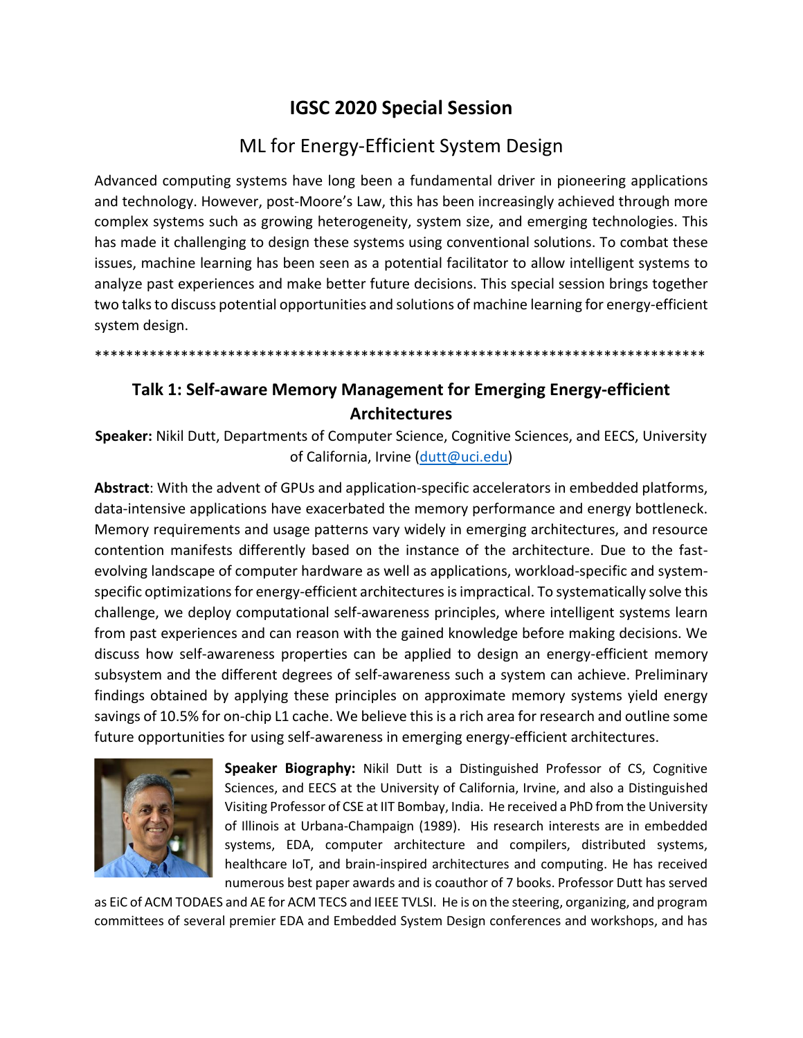# IGSC 2020 Special Session

## ML for Energy-Efficient System Design

Advanced computing systems have long been a fundamental driver in pioneering applications and technology. However, post-Moore's Law, this has been increasingly achieved through more complex systems such as growing heterogeneity, system size, and emerging technologies. This has made it challenging to design these systems using conventional solutions. To combat these issues, machine learning has been seen as a potential facilitator to allow intelligent systems to analyze past experiences and make better future decisions. This special session brings together two talks to discuss potential opportunities and solutions of machine learning for energy-efficient system design.

********************************************************************************

### Talk 1: Self-aware Memory Management for Emerging Energy-efficient Architectures

**Speaker:** Nikil Dutt, Departments of Computer Science, Cognitive Sciences, and EECS, University of California, Irvine (dutt@uci.edu)

**Abstract**: With the advent of GPUs and application-specific accelerators in embedded platforms, data-intensive applications have exacerbated the memory performance and energy bottleneck. Memory requirements and usage patterns vary widely in emerging architectures, and resource contention manifests differently based on the instance of the architecture. Due to the fast-evolving landscape of computer hardware as well as applications, workload-specific and system-specific optimizations for energy-efficient architectures is impractical. To systematically solve this challenge, we deploy computational self-awareness principles, where intelligent systems learn from past experiences and can reason with the gained knowledge before making decisions. We discuss how self-awareness properties can be applied to design an energy-efficient memory subsystem and the different degrees of self-awareness such a system can achieve. Preliminary findings obtained by applying these principles on approximate memory systems yield energy savings of 10.5% for on-chip L1 cache. We believe this is a rich area for research and outline some future opportunities for using self-awareness in emerging energy-efficient architectures.

**Speaker Biography:** Nikil Dutt is a Distinguished Professor of CS, Cognitive Sciences, and EECS at the University of California, Irvine, and also a Distinguished Visiting Professor of CSE at IIT Bombay, India. He received a PhD from the University of Illinois at Urbana-Champaign (1989). His research interests are in embedded systems, EDA, computer architecture and compilers, distributed systems, healthcare IoT, and brain-inspired architectures and computing. He has received numerous best paper awards and is coauthor of 7 books. Professor Dutt has served as EiC of ACM TODAES and AE for ACM TECS and IEEE TVLSI. He is on the steering, organizing, and program committees of several premier EDA and Embedded System Design conferences and workshops, and has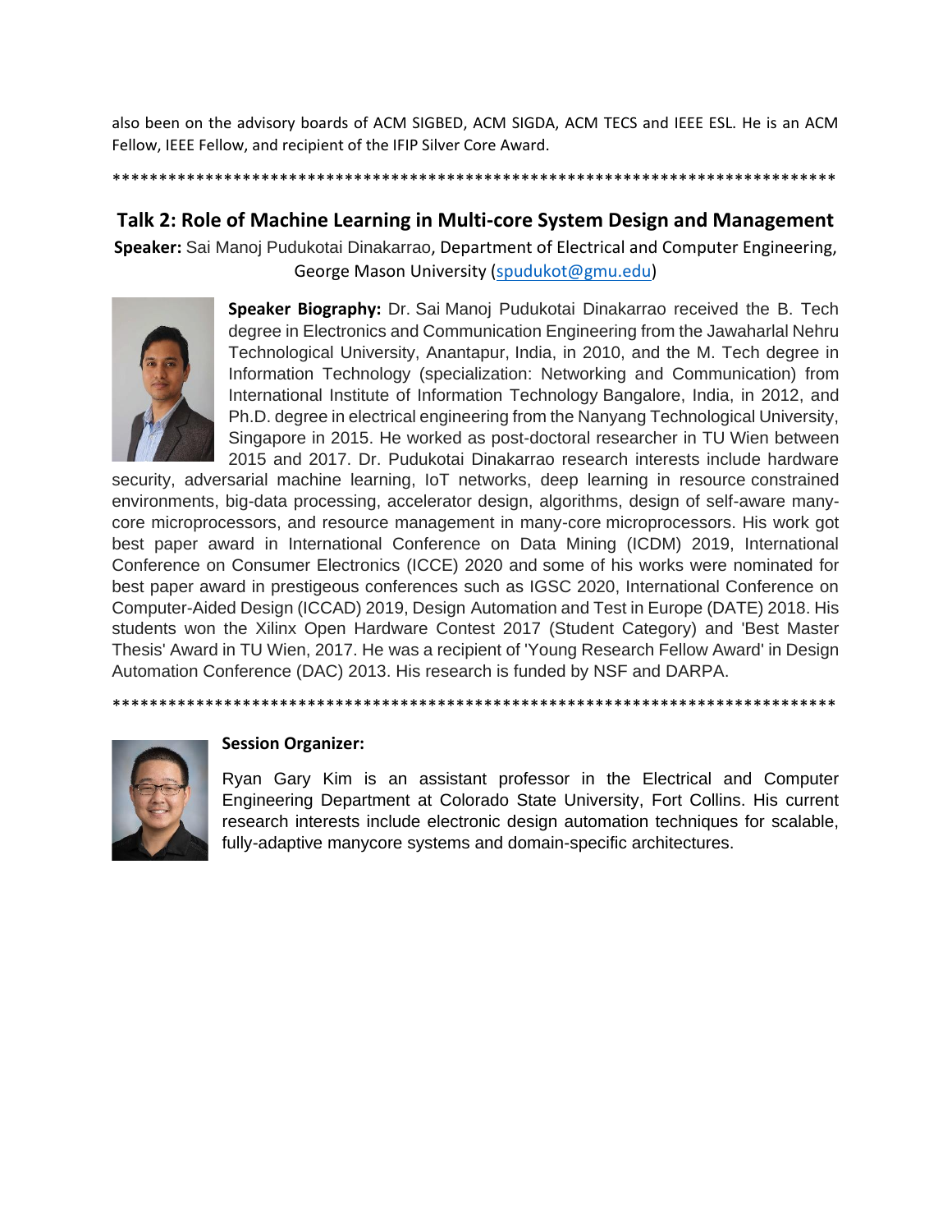also been on the advisory boards of ACM SIGBED, ACM SIGDA, ACM TECS and IEEE ESL. He is an ACM Fellow, IEEE Fellow, and recipient of the IFIP Silver Core Award.

********************************************************************************

## Talk 2: Role of Machine Learning in Multi-core System Design and Management

**Speaker:** Sai Manoj Pudukotai Dinakarrao, Department of Electrical and Computer Engineering, George Mason University (spudukot@gmu.edu)

**Speaker Biography:** Dr. Sai Manoj Pudukotai Dinakarrao received the B. Tech degree in Electronics and Communication Engineering from the Jawaharlal Nehru Technological University, Anantapur, India, in 2010, and the M. Tech degree in Information Technology (specialization: Networking and Communication) from International Institute of Information Technology Bangalore, India, in 2012, and Ph.D. degree in electrical engineering from the Nanyang Technological University, Singapore in 2015. He worked as post-doctoral researcher in TU Wien between 2015 and 2017. Dr. Pudukotai Dinakarrao research interests include hardware security, adversarial machine learning, IoT networks, deep learning in resource constrained environments, big-data processing, accelerator design, algorithms, design of self-aware many-core microprocessors, and resource management in many-core microprocessors. His work got best paper award in International Conference on Data Mining (ICDM) 2019, International Conference on Consumer Electronics (ICCE) 2020 and some of his works were nominated for best paper award in prestigious conferences such as IGSC 2020, International Conference on Computer-Aided Design (ICCAD) 2019, Design Automation and Test in Europe (DATE) 2018. His students won the Xilinx Open Hardware Contest 2017 (Student Category) and 'Best Master Thesis' Award in TU Wien, 2017. He was a recipient of 'Young Research Fellow Award' in Design Automation Conference (DAC) 2013. His research is funded by NSF and DARPA.

********************************************************************************

**Session Organizer:**

Ryan Gary Kim is an assistant professor in the Electrical and Computer Engineering Department at Colorado State University, Fort Collins. His current research interests include electronic design automation techniques for scalable, fully-adaptive manycore systems and domain-specific architectures.